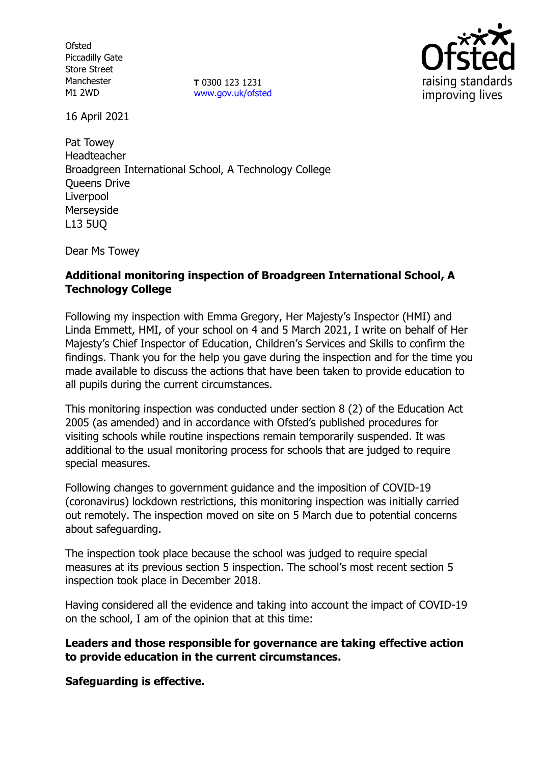Ofsted
Piccadilly Gate
Store Street
Manchester
M1 2WD

**T** 0300 123 1231
www.gov.uk/ofsted

16 April 2021

Pat Towey
Headteacher
Broadgreen International School, A Technology College
Queens Drive
Liverpool
Merseyside
L13 5UQ

Dear Ms Towey

**Additional monitoring inspection of Broadgreen International School, A Technology College**

Following my inspection with Emma Gregory, Her Majesty's Inspector (HMI) and Linda Emmett, HMI, of your school on 4 and 5 March 2021, I write on behalf of Her Majesty's Chief Inspector of Education, Children's Services and Skills to confirm the findings. Thank you for the help you gave during the inspection and for the time you made available to discuss the actions that have been taken to provide education to all pupils during the current circumstances.

This monitoring inspection was conducted under section 8 (2) of the Education Act 2005 (as amended) and in accordance with Ofsted's published procedures for visiting schools while routine inspections remain temporarily suspended. It was additional to the usual monitoring process for schools that are judged to require special measures.

Following changes to government guidance and the imposition of COVID-19 (coronavirus) lockdown restrictions, this monitoring inspection was initially carried out remotely. The inspection moved on site on 5 March due to potential concerns about safeguarding.

The inspection took place because the school was judged to require special measures at its previous section 5 inspection. The school's most recent section 5 inspection took place in December 2018.

Having considered all the evidence and taking into account the impact of COVID-19 on the school, I am of the opinion that at this time:

**Leaders and those responsible for governance are taking effective action to provide education in the current circumstances.**

**Safeguarding is effective.**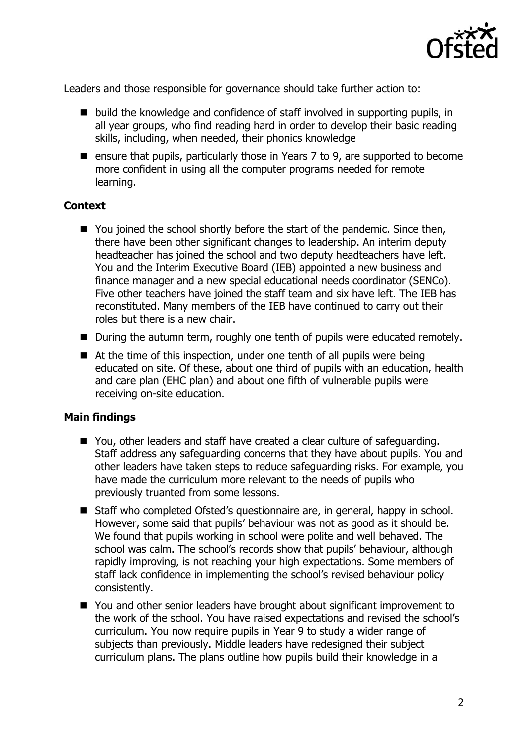Leaders and those responsible for governance should take further action to:

- build the knowledge and confidence of staff involved in supporting pupils, in all year groups, who find reading hard in order to develop their basic reading skills, including, when needed, their phonics knowledge
- ensure that pupils, particularly those in Years 7 to 9, are supported to become more confident in using all the computer programs needed for remote learning.

### Context

- You joined the school shortly before the start of the pandemic. Since then, there have been other significant changes to leadership. An interim deputy headteacher has joined the school and two deputy headteachers have left. You and the Interim Executive Board (IEB) appointed a new business and finance manager and a new special educational needs coordinator (SENCo). Five other teachers have joined the staff team and six have left. The IEB has reconstituted. Many members of the IEB have continued to carry out their roles but there is a new chair.
- During the autumn term, roughly one tenth of pupils were educated remotely.
- At the time of this inspection, under one tenth of all pupils were being educated on site. Of these, about one third of pupils with an education, health and care plan (EHC plan) and about one fifth of vulnerable pupils were receiving on-site education.

### Main findings

- You, other leaders and staff have created a clear culture of safeguarding. Staff address any safeguarding concerns that they have about pupils. You and other leaders have taken steps to reduce safeguarding risks. For example, you have made the curriculum more relevant to the needs of pupils who previously truanted from some lessons.
- Staff who completed Ofsted's questionnaire are, in general, happy in school. However, some said that pupils' behaviour was not as good as it should be. We found that pupils working in school were polite and well behaved. The school was calm. The school's records show that pupils' behaviour, although rapidly improving, is not reaching your high expectations. Some members of staff lack confidence in implementing the school's revised behaviour policy consistently.
- You and other senior leaders have brought about significant improvement to the work of the school. You have raised expectations and revised the school's curriculum. You now require pupils in Year 9 to study a wider range of subjects than previously. Middle leaders have redesigned their subject curriculum plans. The plans outline how pupils build their knowledge in a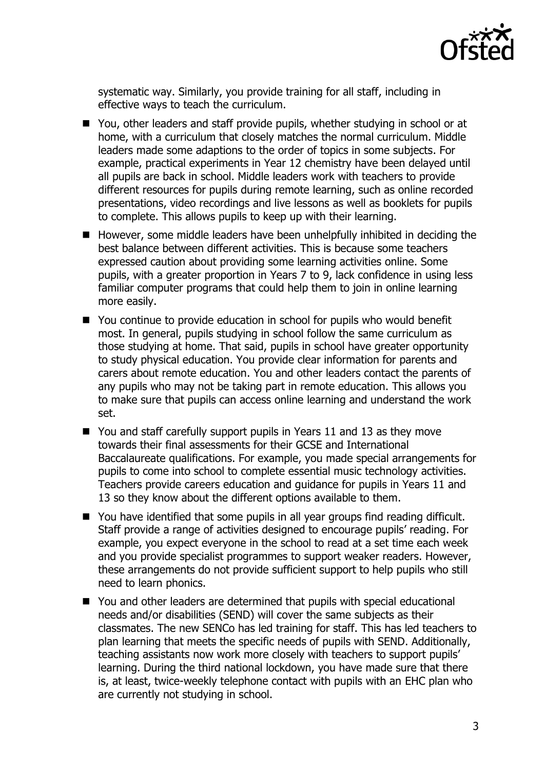systematic way. Similarly, you provide training for all staff, including in effective ways to teach the curriculum.

- You, other leaders and staff provide pupils, whether studying in school or at home, with a curriculum that closely matches the normal curriculum. Middle leaders made some adaptions to the order of topics in some subjects. For example, practical experiments in Year 12 chemistry have been delayed until all pupils are back in school. Middle leaders work with teachers to provide different resources for pupils during remote learning, such as online recorded presentations, video recordings and live lessons as well as booklets for pupils to complete. This allows pupils to keep up with their learning.
- However, some middle leaders have been unhelpfully inhibited in deciding the best balance between different activities. This is because some teachers expressed caution about providing some learning activities online. Some pupils, with a greater proportion in Years 7 to 9, lack confidence in using less familiar computer programs that could help them to join in online learning more easily.
- You continue to provide education in school for pupils who would benefit most. In general, pupils studying in school follow the same curriculum as those studying at home. That said, pupils in school have greater opportunity to study physical education. You provide clear information for parents and carers about remote education. You and other leaders contact the parents of any pupils who may not be taking part in remote education. This allows you to make sure that pupils can access online learning and understand the work set.
- You and staff carefully support pupils in Years 11 and 13 as they move towards their final assessments for their GCSE and International Baccalaureate qualifications. For example, you made special arrangements for pupils to come into school to complete essential music technology activities. Teachers provide careers education and guidance for pupils in Years 11 and 13 so they know about the different options available to them.
- You have identified that some pupils in all year groups find reading difficult. Staff provide a range of activities designed to encourage pupils' reading. For example, you expect everyone in the school to read at a set time each week and you provide specialist programmes to support weaker readers. However, these arrangements do not provide sufficient support to help pupils who still need to learn phonics.
- You and other leaders are determined that pupils with special educational needs and/or disabilities (SEND) will cover the same subjects as their classmates. The new SENCo has led training for staff. This has led teachers to plan learning that meets the specific needs of pupils with SEND. Additionally, teaching assistants now work more closely with teachers to support pupils' learning. During the third national lockdown, you have made sure that there is, at least, twice-weekly telephone contact with pupils with an EHC plan who are currently not studying in school.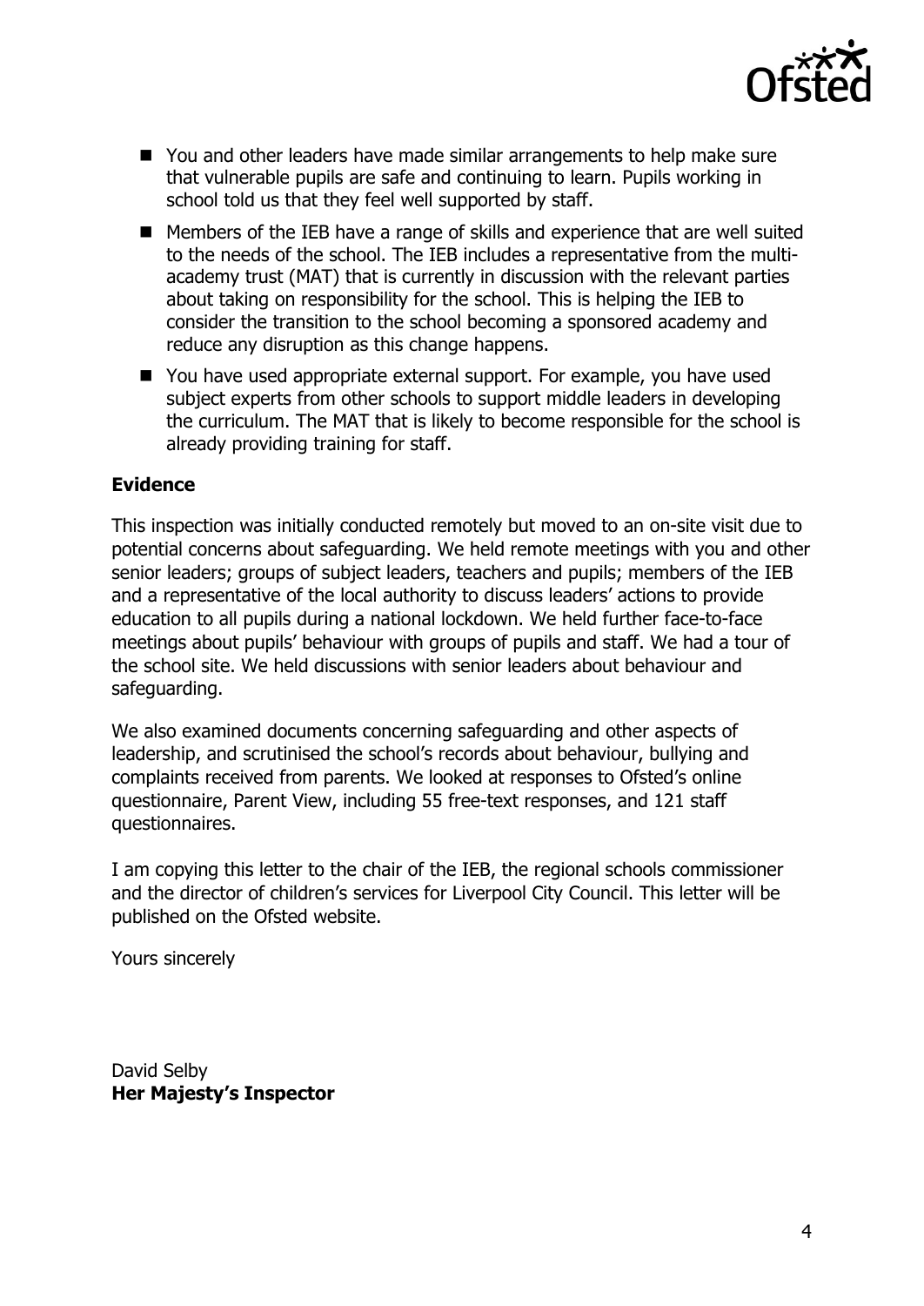- You and other leaders have made similar arrangements to help make sure that vulnerable pupils are safe and continuing to learn. Pupils working in school told us that they feel well supported by staff.
- Members of the IEB have a range of skills and experience that are well suited to the needs of the school. The IEB includes a representative from the multi-academy trust (MAT) that is currently in discussion with the relevant parties about taking on responsibility for the school. This is helping the IEB to consider the transition to the school becoming a sponsored academy and reduce any disruption as this change happens.
- You have used appropriate external support. For example, you have used subject experts from other schools to support middle leaders in developing the curriculum. The MAT that is likely to become responsible for the school is already providing training for staff.

**Evidence**

This inspection was initially conducted remotely but moved to an on-site visit due to potential concerns about safeguarding. We held remote meetings with you and other senior leaders; groups of subject leaders, teachers and pupils; members of the IEB and a representative of the local authority to discuss leaders' actions to provide education to all pupils during a national lockdown. We held further face-to-face meetings about pupils' behaviour with groups of pupils and staff. We had a tour of the school site. We held discussions with senior leaders about behaviour and safeguarding.

We also examined documents concerning safeguarding and other aspects of leadership, and scrutinised the school's records about behaviour, bullying and complaints received from parents. We looked at responses to Ofsted's online questionnaire, Parent View, including 55 free-text responses, and 121 staff questionnaires.

I am copying this letter to the chair of the IEB, the regional schools commissioner and the director of children's services for Liverpool City Council. This letter will be published on the Ofsted website.

Yours sincerely

David Selby
**Her Majesty's Inspector**